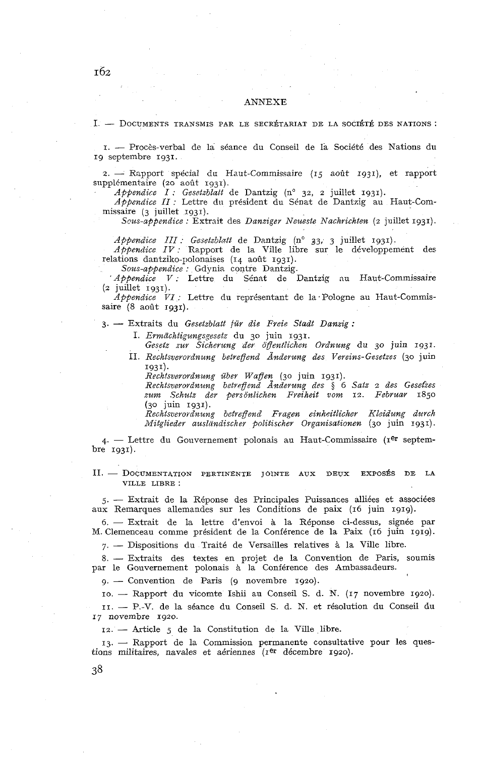## ANNEXE

I. — DOCUMENTS TRANSMIS PAR LE SECRÉTARIAT DE LA SOCIÉTÉ DES NATIONS :

1. — Procès-verbal de la séance du Conseil de la Société des Nations du 19 septembre 1931.

2. — Rapport spécial du Haut-Commissaire (15 août 1931), et rapport supplémentaire (20 août 1931).

   *Appendice I : Gesetzblatt* de Dantzig (n° 32, 2 juillet 1931).
   *Appendice II :* Lettre du président du Sénat de Dantzig au Haut-Commissaire (3 juillet 1931).
   *Sous-appendice :* Extrait des *Danziger Neueste Nachrichten* (2 juillet 1931).

   *Appendice III : Gesetzblatt* de Dantzig (n° 33, 3 juillet 1931).
   *Appendice IV :* Rapport de la Ville libre sur le développement des relations dantziko-polonaises (14 août 1931).
   *Sous-appendice :* Gdynia contre Dantzig.
   *Appendice V :* Lettre du Sénat de Dantzig au Haut-Commissaire (2 juillet 1931).
   *Appendice VI :* Lettre du représentant de la Pologne au Haut-Commissaire (8 août 1931).

3. — Extraits du *Gesetzblatt für die Freie Stadt Danzig :*

   I. *Ermächtigungsgesetz* du 30 juin 1931.
   *Gesetz zur Sicherung der öffentlichen Ordnung* du 30 juin 1931.

   II. *Rechtsverordnung betreffend Änderung des Vereins-Gesetzes* (30 juin 1931).
   *Rechtsverordnung über Waffen* (30 juin 1931).
   *Rechtsverordnung betreffend Änderung des § 6 Satz 2 des Gesetzes zum Schutz der persönlichen Freiheit vom 12. Februar 1850* (30 juin 1931).
   *Rechtsverordnung betreffend Fragen einheitlicher Kleidung durch Mitglieder ausländischer politischer Organisationen* (30 juin 1931).

4. — Lettre du Gouvernement polonais au Haut-Commissaire (1er septembre 1931).

II. — DOCUMENTATION PERTINENTE JOINTE AUX DEUX EXPOSÉS DE LA VILLE LIBRE :

5. — Extrait de la Réponse des Principales Puissances alliées et associées aux Remarques allemandes sur les Conditions de paix (16 juin 1919).

6. — Extrait de la lettre d'envoi à la Réponse ci-dessus, signée par M. Clemenceau comme président de la Conférence de la Paix (16 juin 1919).

7. — Dispositions du Traité de Versailles relatives à la Ville libre.

8. — Extraits des textes en projet de la Convention de Paris, soumis par le Gouvernement polonais à la Conférence des Ambassadeurs.

9. — Convention de Paris (9 novembre 1920).

10. — Rapport du vicomte Ishii au Conseil S. d. N. (17 novembre 1920).

11. — P.-V. de la séance du Conseil S. d. N. et résolution du Conseil du 17 novembre 1920.

12. — Article 5 de la Constitution de la Ville libre.

13. — Rapport de la Commission permanente consultative pour les questions militaires, navales et aériennes (1er décembre 1920).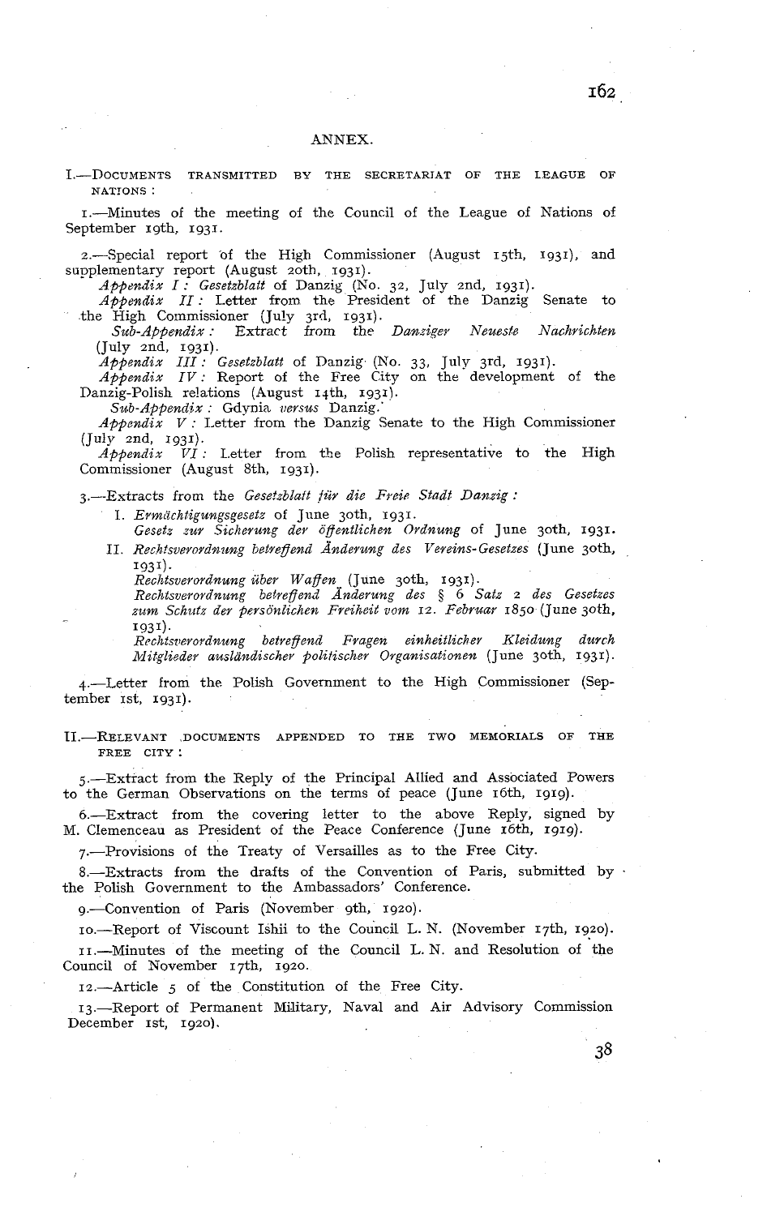## ANNEX.

I.—DOCUMENTS TRANSMITTED BY THE SECRETARIAT OF THE LEAGUE OF NATIONS :

1.—Minutes of the meeting of the Council of the League of Nations of September 19th, 1931.

2.—Special report of the High Commissioner (August 15th, 1931), and supplementary report (August 20th, 1931).

*Appendix I : Gesetzblatt* of Danzig (No. 32, July 2nd, 1931).

*Appendix II :* Letter from the President of the Danzig Senate to the High Commissioner (July 3rd, 1931).

*Sub-Appendix :* Extract from the *Danziger Neueste Nachrichten* (July 2nd, 1931).

*Appendix III : Gesetzblatt* of Danzig (No. 33, July 3rd, 1931).

*Appendix IV :* Report of the Free City on the development of the Danzig-Polish relations (August 14th, 1931).

*Sub-Appendix :* Gdynia *versus* Danzig.

*Appendix V :* Letter from the Danzig Senate to the High Commissioner (July 2nd, 1931).

*Appendix VI :* Letter from the Polish representative to the High Commissioner (August 8th, 1931).

3.—Extracts from the *Gesetzblatt für die Freie Stadt Danzig :*

I. *Ermächtigungsgesetz* of June 30th, 1931.
*Gesetz zur Sicherung der öffentlichen Ordnung* of June 30th, 1931.

II. *Rechtsverordnung betreffend Änderung des Vereins-Gesetzes* (June 30th, 1931).
*Rechtsverordnung über Waffen* (June 30th, 1931).
*Rechtsverordnung betreffend Änderung des § 6 Satz 2 des Gesetzes zum Schutz der persönlichen Freiheit vom 12. Februar* 1850 (June 30th, 1931).
*Rechtsverordnung betreffend Fragen einheitlicher Kleidung durch Mitglieder ausländischer politischer Organisationen* (June 30th, 1931).

4.—Letter from the Polish Government to the High Commissioner (September 1st, 1931).

II.—RELEVANT DOCUMENTS APPENDED TO THE TWO MEMORIALS OF THE FREE CITY :

5.—Extract from the Reply of the Principal Allied and Associated Powers to the German Observations on the terms of peace (June 16th, 1919).

6.—Extract from the covering letter to the above Reply, signed by M. Clemenceau as President of the Peace Conference (June 16th, 1919).

7.—Provisions of the Treaty of Versailles as to the Free City.

8.—Extracts from the drafts of the Convention of Paris, submitted by the Polish Government to the Ambassadors' Conference.

9.—Convention of Paris (November 9th, 1920).

10.—Report of Viscount Ishii to the Council L. N. (November 17th, 1920).

11.—Minutes of the meeting of the Council L. N. and Resolution of the Council of November 17th, 1920.

12.—Article 5 of the Constitution of the Free City.

13.—Report of Permanent Military, Naval and Air Advisory Commission December 1st, 1920).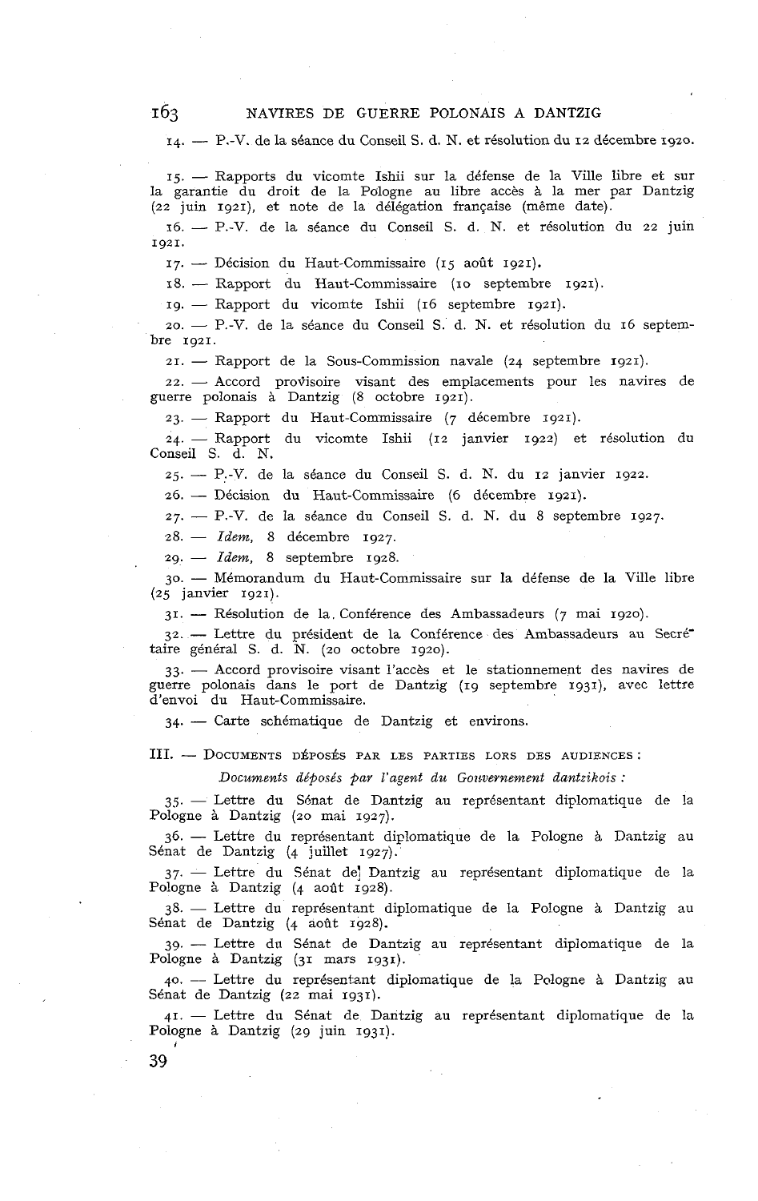14. — P.-V. de la séance du Conseil S. d. N. et résolution du 12 décembre 1920.

15. — Rapports du vicomte Ishii sur la défense de la Ville libre et sur la garantie du droit de la Pologne au libre accès à la mer par Dantzig (22 juin 1921), et note de la délégation française (même date).

16. — P.-V. de la séance du Conseil S. d. N. et résolution du 22 juin 1921.

17. — Décision du Haut-Commissaire (15 août 1921).

18. — Rapport du Haut-Commissaire (10 septembre 1921).

19. — Rapport du vicomte Ishii (16 septembre 1921).

20. — P.-V. de la séance du Conseil S. d. N. et résolution du 16 septembre 1921.

21. — Rapport de la Sous-Commission navale (24 septembre 1921).

22. — Accord provisoire visant des emplacements pour les navires de guerre polonais à Dantzig (8 octobre 1921).

23. — Rapport du Haut-Commissaire (7 décembre 1921).

24. — Rapport du vicomte Ishii (12 janvier 1922) et résolution du Conseil S. d. N.

25. — P.-V. de la séance du Conseil S. d. N. du 12 janvier 1922.

26. — Décision du Haut-Commissaire (6 décembre 1921).

27. — P.-V. de la séance du Conseil S. d. N. du 8 septembre 1927.

28. — *Idem*, 8 décembre 1927.

29. — *Idem*, 8 septembre 1928.

30. — Mémorandum du Haut-Commissaire sur la défense de la Ville libre (25 janvier 1921).

31. — Résolution de la Conférence des Ambassadeurs (7 mai 1920).

32. — Lettre du président de la Conférence des Ambassadeurs au Secrétaire général S. d. N. (20 octobre 1920).

33. — Accord provisoire visant l'accès et le stationnement des navires de guerre polonais dans le port de Dantzig (19 septembre 1931), avec lettre d'envoi du Haut-Commissaire.

34. — Carte schématique de Dantzig et environs.

III. — Documents déposés par les parties lors des audiences :

*Documents déposés par l'agent du Gouvernement dantzikois :*

35. — Lettre du Sénat de Dantzig au représentant diplomatique de la Pologne à Dantzig (20 mai 1927).

36. — Lettre du représentant diplomatique de la Pologne à Dantzig au Sénat de Dantzig (4 juillet 1927).

37. — Lettre du Sénat de Dantzig au représentant diplomatique de la Pologne à Dantzig (4 août 1928).

38. — Lettre du représentant diplomatique de la Pologne à Dantzig au Sénat de Dantzig (4 août 1928).

39. — Lettre du Sénat de Dantzig au représentant diplomatique de la Pologne à Dantzig (31 mars 1931).

40. — Lettre du représentant diplomatique de la Pologne à Dantzig au Sénat de Dantzig (22 mai 1931).

41. — Lettre du Sénat de Dantzig au représentant diplomatique de la Pologne à Dantzig (29 juin 1931).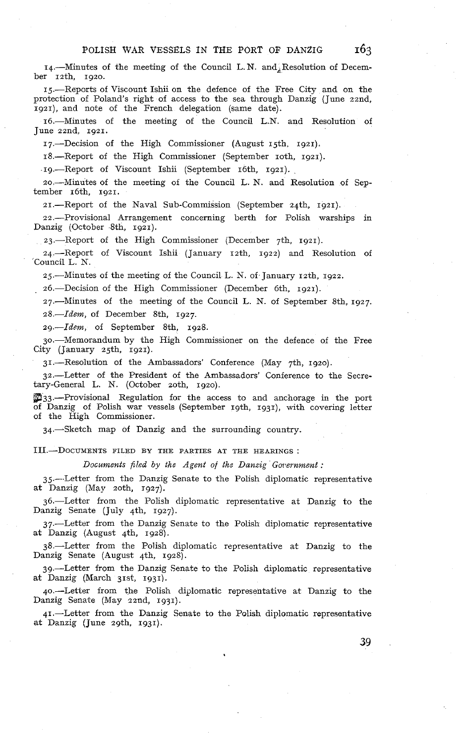14.—Minutes of the meeting of the Council L. N. and Resolution of December 12th, 1920.

15.—Reports of Viscount Ishii on the defence of the Free City and on the protection of Poland's right of access to the sea through Danzig (June 22nd, 1921), and note of the French delegation (same date).

16.—Minutes of the meeting of the Council L.N. and Resolution of June 22nd, 1921.

17.—Decision of the High Commissioner (August 15th, 1921).

18.—Report of the High Commissioner (September 10th, 1921).

19.—Report of Viscount Ishii (September 16th, 1921).

20.—Minutes of the meeting of the Council L. N. and Resolution of September 16th, 1921.

21.—Report of the Naval Sub-Commission (September 24th, 1921).

22.—Provisional Arrangement concerning berth for Polish warships in Danzig (October 8th, 1921).

23.—Report of the High Commissioner (December 7th, 1921).

24.—Report of Viscount Ishii (January 12th, 1922) and Resolution of Council L. N.

25.—Minutes of the meeting of the Council L. N. of January 12th, 1922.

26.—Decision of the High Commissioner (December 6th, 1921).

27.—Minutes of the meeting of the Council L. N. of September 8th, 1927.

28.—*Idem*, of December 8th, 1927.

29.—*Idem*, of September 8th, 1928.

30.—Memorandum by the High Commissioner on the defence of the Free City (January 25th, 1921).

31.—Resolution of the Ambassadors' Conference (May 7th, 1920).

32.—Letter of the President of the Ambassadors' Conference to the Secretary-General L. N. (October 20th, 1920).

33.—Provisional Regulation for the access to and anchorage in the port of Danzig of Polish war vessels (September 19th, 1931), with covering letter of the High Commissioner.

34.—Sketch map of Danzig and the surrounding country.

III.—Documents filed by the parties at the hearings :

*Documents filed by the Agent of the Danzig Government :*

35.—Letter from the Danzig Senate to the Polish diplomatic representative at Danzig (May 20th, 1927).

36.—Letter from the Polish diplomatic representative at Danzig to the Danzig Senate (July 4th, 1927).

37.—Letter from the Danzig Senate to the Polish diplomatic representative at Danzig (August 4th, 1928).

38.—Letter from the Polish diplomatic representative at Danzig to the Danzig Senate (August 4th, 1928).

39.—Letter from the Danzig Senate to the Polish diplomatic representative at Danzig (March 31st, 1931).

40.—Letter from the Polish diplomatic representative at Danzig to the Danzig Senate (May 22nd, 1931).

41.—Letter from the Danzig Senate to the Polish diplomatic representative at Danzig (June 29th, 1931).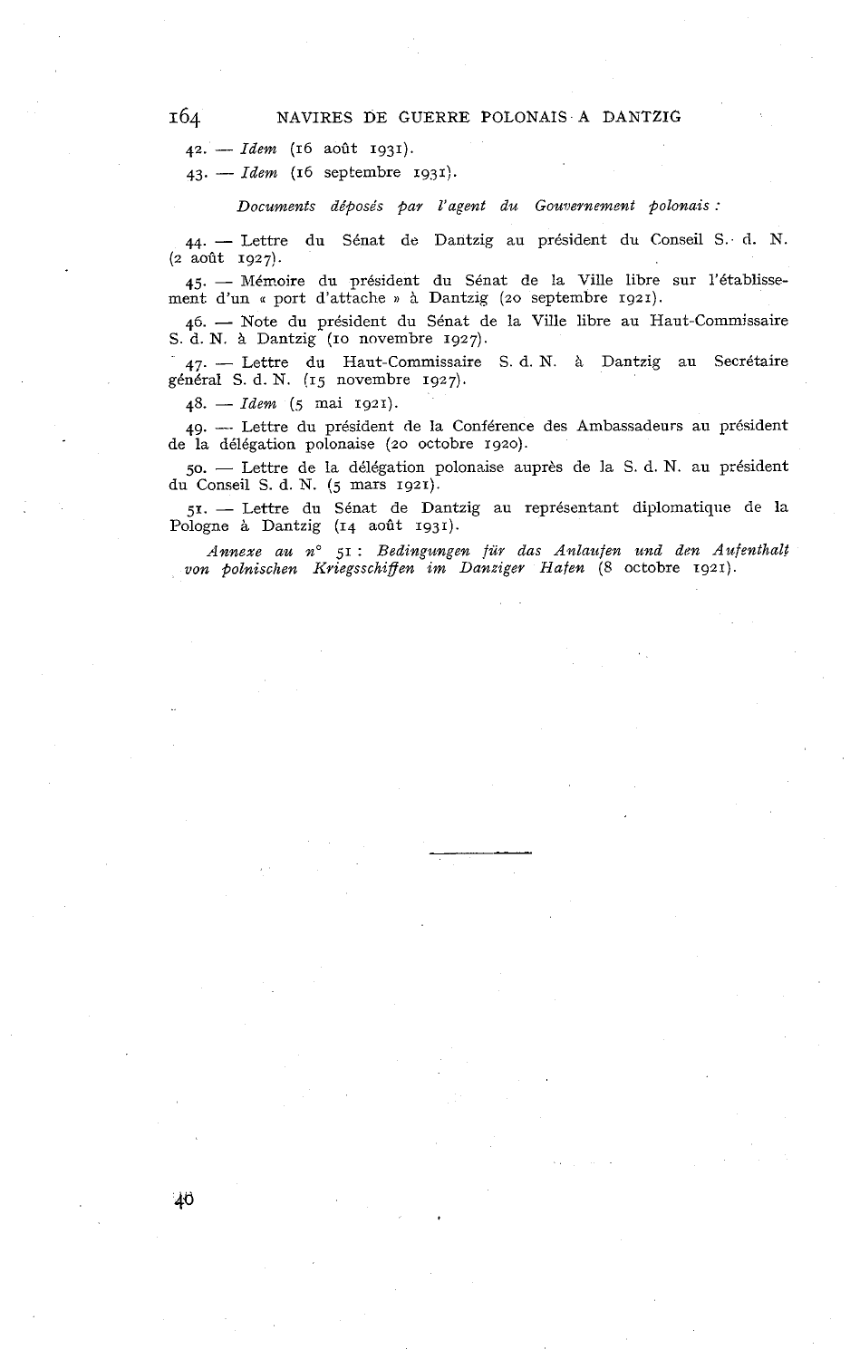42. — *Idem* (16 août 1931).

43. — *Idem* (16 septembre 1931).

*Documents déposés par l'agent du Gouvernement polonais :*

44. — Lettre du Sénat de Dantzig au président du Conseil S. d. N. (2 août 1927).

45. — Mémoire du président du Sénat de la Ville libre sur l'établissement d'un « port d'attache » à Dantzig (20 septembre 1921).

46. — Note du président du Sénat de la Ville libre au Haut-Commissaire S. d. N. à Dantzig (10 novembre 1927).

47. — Lettre du Haut-Commissaire S. d. N. à Dantzig au Secrétaire général S. d. N. (15 novembre 1927).

48. — *Idem* (5 mai 1921).

49. — Lettre du président de la Conférence des Ambassadeurs au président de la délégation polonaise (20 octobre 1920).

50. — Lettre de la délégation polonaise auprès de la S. d. N. au président du Conseil S. d. N. (5 mars 1921).

51. — Lettre du Sénat de Dantzig au représentant diplomatique de la Pologne à Dantzig (14 août 1931).

*Annexe au n° 51 : Bedingungen für das Anlaufen und den Aufenthalt von polnischen Kriegsschiffen im Danziger Hafen* (8 octobre 1921).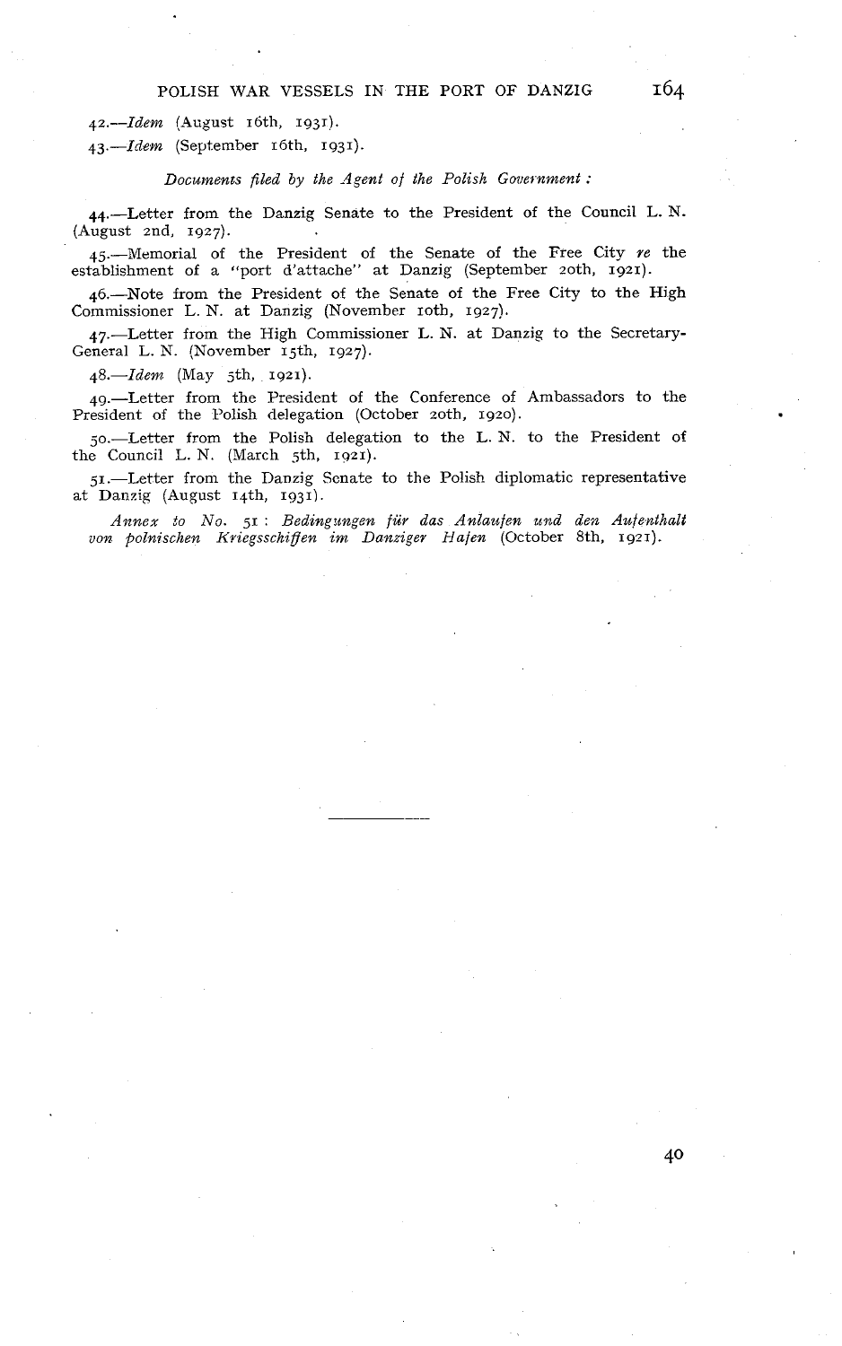42.—*Idem* (August 16th, 1931).

43.—*Idem* (September 16th, 1931).

*Documents filed by the Agent of the Polish Government:*

44.—Letter from the Danzig Senate to the President of the Council L. N. (August 2nd, 1927).

45.—Memorial of the President of the Senate of the Free City *re* the establishment of a "port d'attache" at Danzig (September 20th, 1921).

46.—Note from the President of the Senate of the Free City to the High Commissioner L. N. at Danzig (November 10th, 1927).

47.—Letter from the High Commissioner L. N. at Danzig to the Secretary-General L. N. (November 15th, 1927).

48.—*Idem* (May 5th, 1921).

49.—Letter from the President of the Conference of Ambassadors to the President of the Polish delegation (October 20th, 1920).

50.—Letter from the Polish delegation to the L. N. to the President of the Council L. N. (March 5th, 1921).

51.—Letter from the Danzig Senate to the Polish diplomatic representative at Danzig (August 14th, 1931).

*Annex to No. 51: Bedingungen für das Anlaufen und den Aufenthalt von polnischen Kriegsschiffen im Danziger Hafen* (October 8th, 1921).